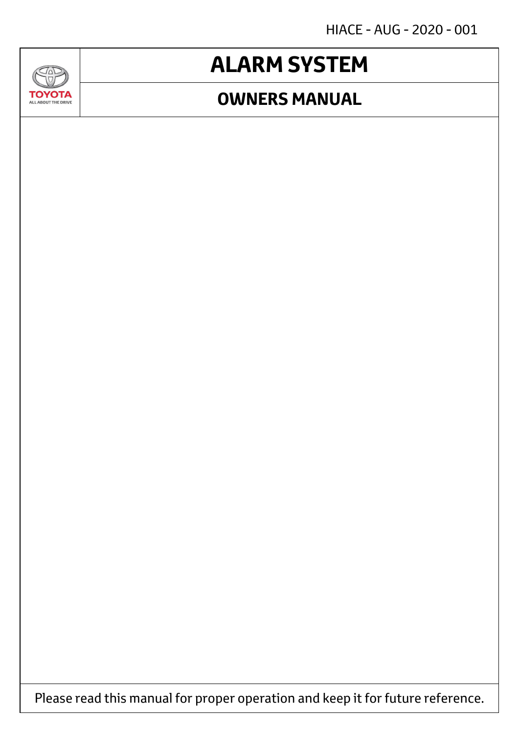HIACE - AUG - 2020 - 001

TOYOTA
ALL ABOUT THE DRIVE

# ALARM SYSTEM

## OWNERS MANUAL

Please read this manual for proper operation and keep it for future reference.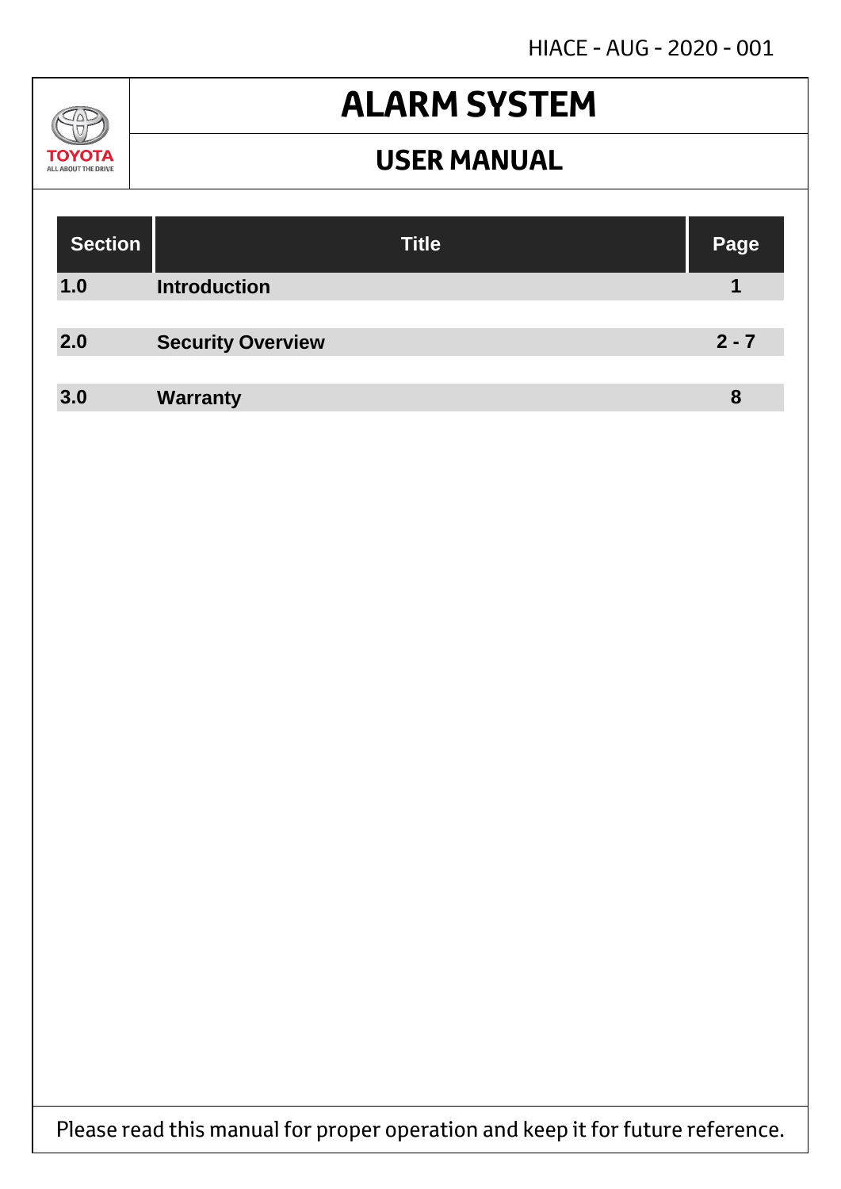# ALARM SYSTEM

## USER MANUAL

| Section | Title | Page |
| --- | --- | --- |
| **1.0** | **Introduction** | **1** |
| **2.0** | **Security Overview** | **2 - 7** |
| **3.0** | **Warranty** | **8** |

Please read this manual for proper operation and keep it for future reference.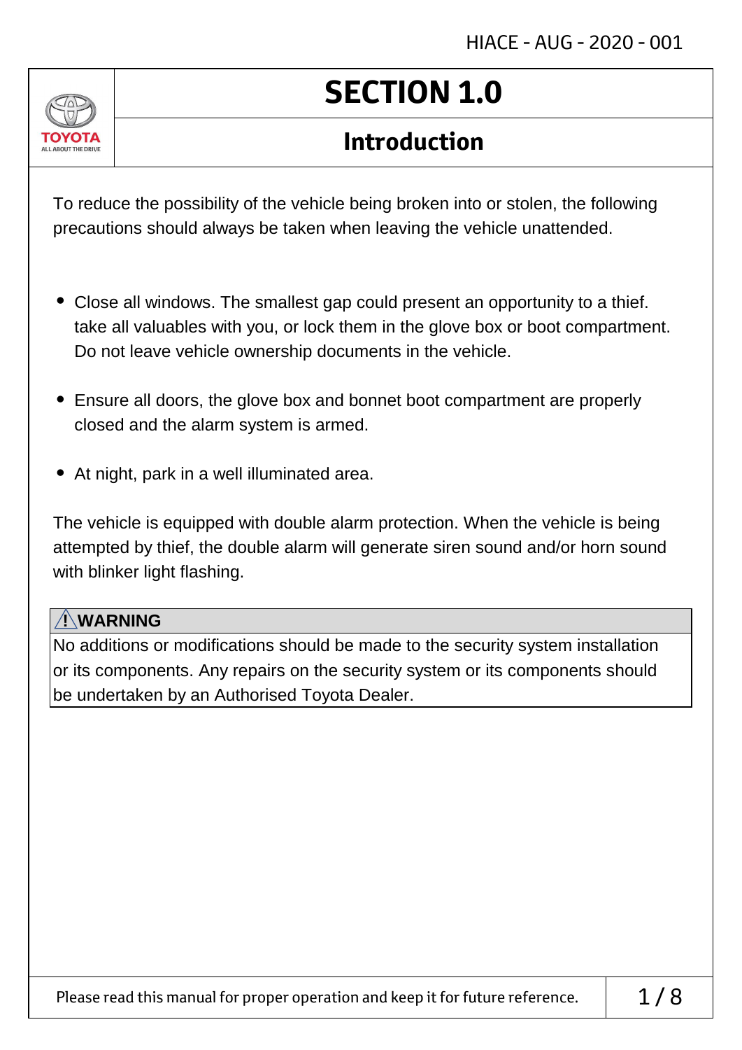# SECTION 1.0

## Introduction

To reduce the possibility of the vehicle being broken into or stolen, the following precautions should always be taken when leaving the vehicle unattended.

- Close all windows. The smallest gap could present an opportunity to a thief. take all valuables with you, or lock them in the glove box or boot compartment. Do not leave vehicle ownership documents in the vehicle.
- Ensure all doors, the glove box and bonnet boot compartment are properly closed and the alarm system is armed.
- At night, park in a well illuminated area.

The vehicle is equipped with double alarm protection. When the vehicle is being attempted by thief, the double alarm will generate siren sound and/or horn sound with blinker light flashing.

**⚠WARNING**

No additions or modifications should be made to the security system installation or its components. Any repairs on the security system or its components should be undertaken by an Authorised Toyota Dealer.

Please read this manual for proper operation and keep it for future reference.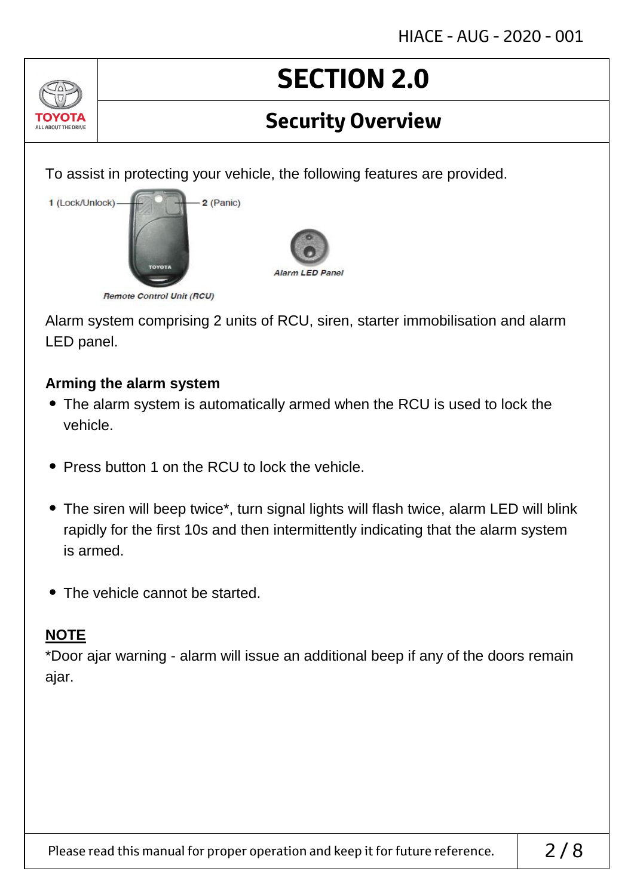# SECTION 2.0

## Security Overview

To assist in protecting your vehicle, the following features are provided.

1 (Lock/Unlock)

2 (Panic)

Alarm LED Panel

Remote Control Unit (RCU)

Alarm system comprising 2 units of RCU, siren, starter immobilisation and alarm LED panel.

**Arming the alarm system**

- The alarm system is automatically armed when the RCU is used to lock the vehicle.
- Press button 1 on the RCU to lock the vehicle.
- The siren will beep twice*, turn signal lights will flash twice, alarm LED will blink rapidly for the first 10s and then intermittently indicating that the alarm system is armed.
- The vehicle cannot be started.

**NOTE**

*Door ajar warning - alarm will issue an additional beep if any of the doors remain ajar.

Please read this manual for proper operation and keep it for future reference.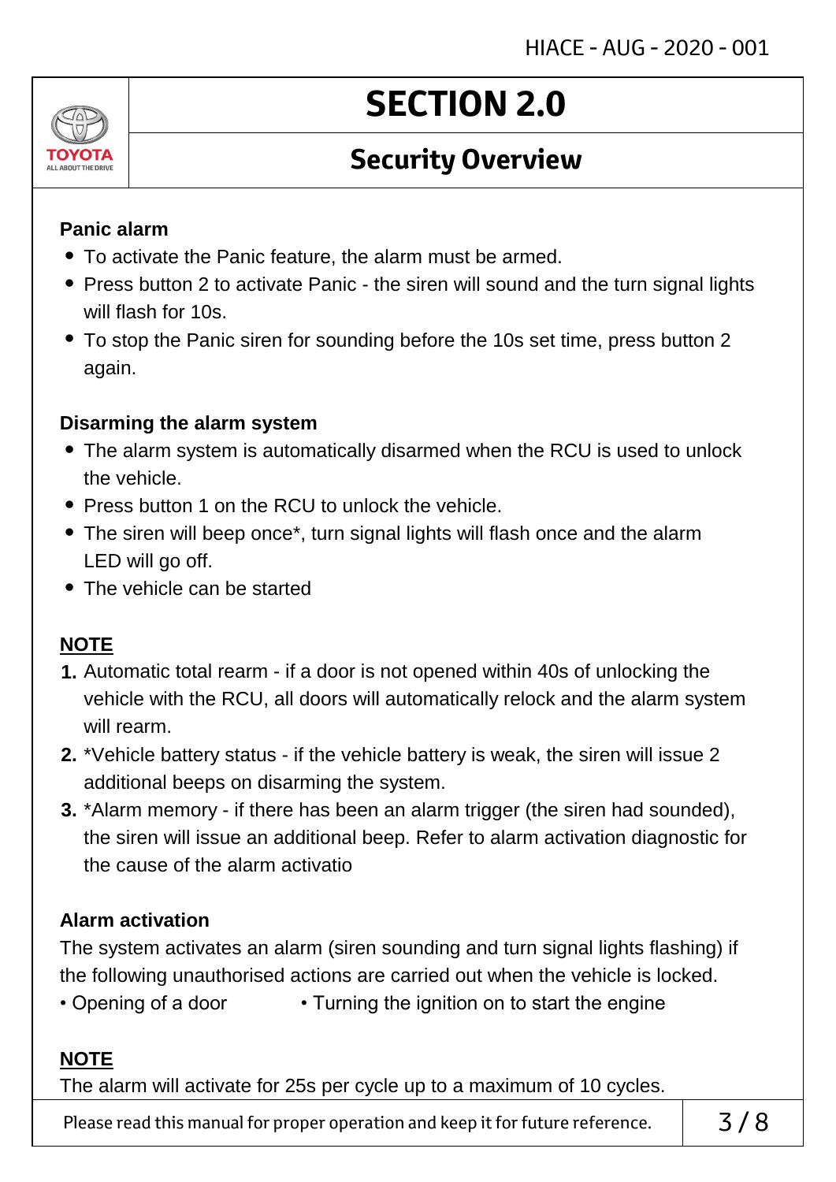# SECTION 2.0

## Security Overview

### Panic alarm

- To activate the Panic feature, the alarm must be armed.
- Press button 2 to activate Panic - the siren will sound and the turn signal lights will flash for 10s.
- To stop the Panic siren for sounding before the 10s set time, press button 2 again.

### Disarming the alarm system

- The alarm system is automatically disarmed when the RCU is used to unlock the vehicle.
- Press button 1 on the RCU to unlock the vehicle.
- The siren will beep once*, turn signal lights will flash once and the alarm LED will go off.
- The vehicle can be started

**<u>NOTE</u>**

1. Automatic total rearm - if a door is not opened within 40s of unlocking the vehicle with the RCU, all doors will automatically relock and the alarm system will rearm.
2. *Vehicle battery status - if the vehicle battery is weak, the siren will issue 2 additional beeps on disarming the system.
3. *Alarm memory - if there has been an alarm trigger (the siren had sounded), the siren will issue an additional beep. Refer to alarm activation diagnostic for the cause of the alarm activatio

### Alarm activation

The system activates an alarm (siren sounding and turn signal lights flashing) if the following unauthorised actions are carried out when the vehicle is locked.

- Opening of a door
- Turning the ignition on to start the engine

**<u>NOTE</u>**

The alarm will activate for 25s per cycle up to a maximum of 10 cycles.

Please read this manual for proper operation and keep it for future reference.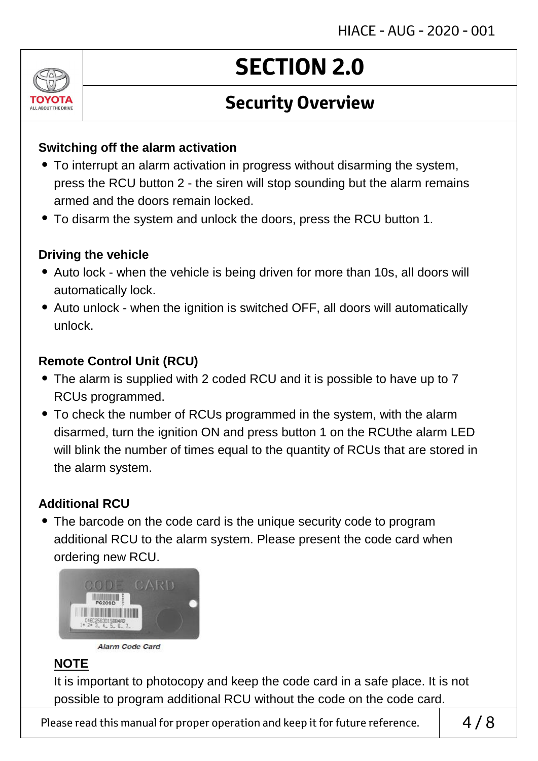# SECTION 2.0

## Security Overview

### Switching off the alarm activation

- To interrupt an alarm activation in progress without disarming the system, press the RCU button 2 - the siren will stop sounding but the alarm remains armed and the doors remain locked.
- To disarm the system and unlock the doors, press the RCU button 1.

### Driving the vehicle

- Auto lock - when the vehicle is being driven for more than 10s, all doors will automatically lock.
- Auto unlock - when the ignition is switched OFF, all doors will automatically unlock.

### Remote Control Unit (RCU)

- The alarm is supplied with 2 coded RCU and it is possible to have up to 7 RCUs programmed.
- To check the number of RCUs programmed in the system, with the alarm disarmed, turn the ignition ON and press button 1 on the RCUthe alarm LED will blink the number of times equal to the quantity of RCUs that are stored in the alarm system.

### Additional RCU

- The barcode on the code card is the unique security code to program additional RCU to the alarm system. Please present the code card when ordering new RCU.

*Alarm Code Card*

**NOTE**

It is important to photocopy and keep the code card in a safe place. It is not possible to program additional RCU without the code on the code card.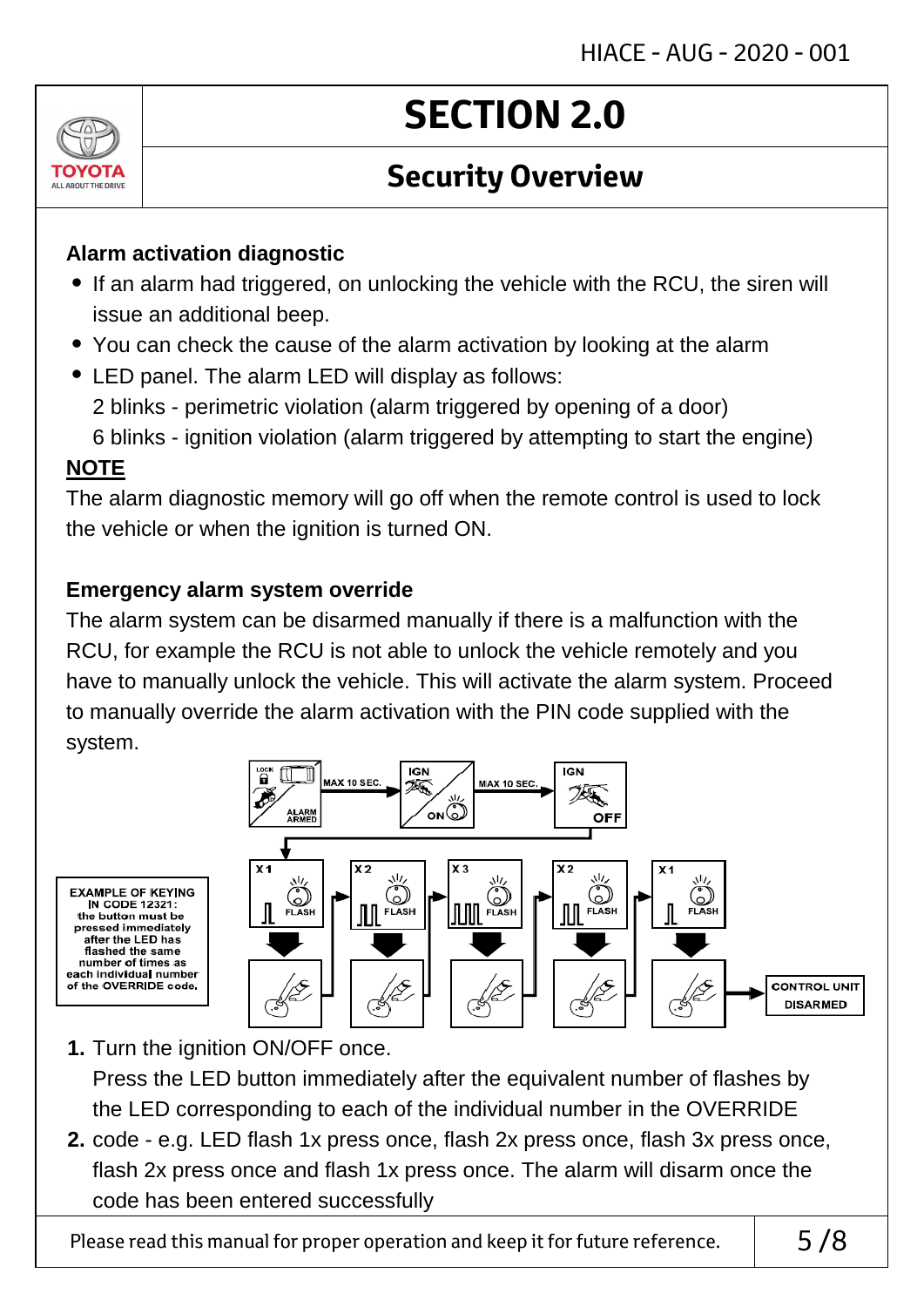# SECTION 2.0

## Security Overview

### Alarm activation diagnostic

- If an alarm had triggered, on unlocking the vehicle with the RCU, the siren will issue an additional beep.
- You can check the cause of the alarm activation by looking at the alarm
- LED panel. The alarm LED will display as follows:
  2 blinks - perimetric violation (alarm triggered by opening of a door)
  6 blinks - ignition violation (alarm triggered by attempting to start the engine)

**NOTE**

The alarm diagnostic memory will go off when the remote control is used to lock the vehicle or when the ignition is turned ON.

### Emergency alarm system override

The alarm system can be disarmed manually if there is a malfunction with the RCU, for example the RCU is not able to unlock the vehicle remotely and you have to manually unlock the vehicle. This will activate the alarm system. Proceed to manually override the alarm activation with the PIN code supplied with the system.

LOCK ALARM ARMED → MAX 10 SEC. → IGN ON → MAX 10 SEC. → IGN OFF

X 1 FLASH → X 2 FLASH → X 3 FLASH → X 2 FLASH → X 1 FLASH → CONTROL UNIT DISARMED

EXAMPLE OF KEYING IN CODE 12321: the button must be pressed immediately after the LED has flashed the same number of times as each individual number of the OVERRIDE code.

1. Turn the ignition ON/OFF once.
   Press the LED button immediately after the equivalent number of flashes by the LED corresponding to each of the individual number in the OVERRIDE
2. code - e.g. LED flash 1x press once, flash 2x press once, flash 3x press once, flash 2x press once and flash 1x press once. The alarm will disarm once the code has been entered successfully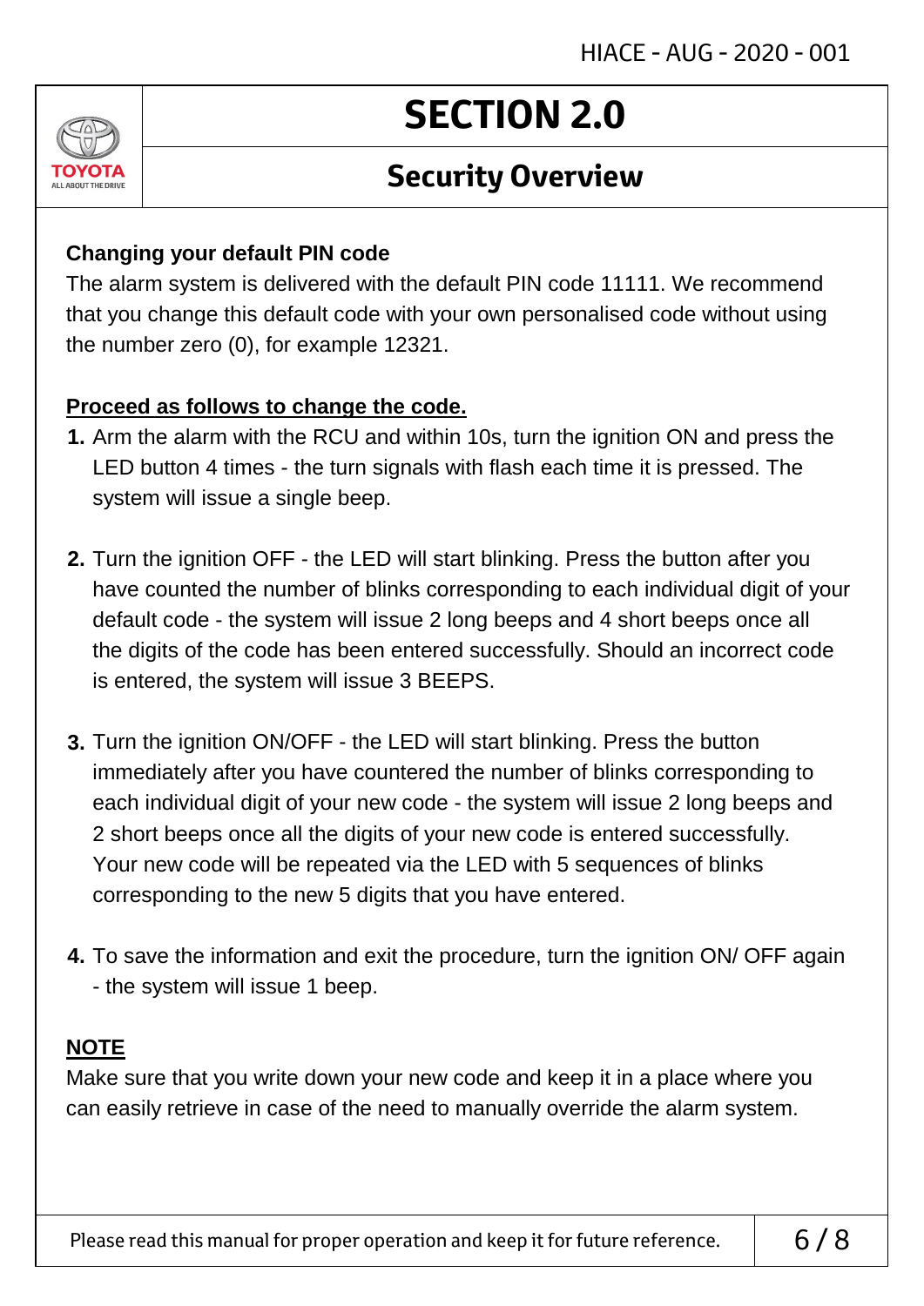# SECTION 2.0

## Security Overview

**Changing your default PIN code**

The alarm system is delivered with the default PIN code 11111. We recommend that you change this default code with your own personalised code without using the number zero (0), for example 12321.

**Proceed as follows to change the code.**

1. Arm the alarm with the RCU and within 10s, turn the ignition ON and press the LED button 4 times - the turn signals with flash each time it is pressed. The system will issue a single beep.

2. Turn the ignition OFF - the LED will start blinking. Press the button after you have counted the number of blinks corresponding to each individual digit of your default code - the system will issue 2 long beeps and 4 short beeps once all the digits of the code has been entered successfully. Should an incorrect code is entered, the system will issue 3 BEEPS.

3. Turn the ignition ON/OFF - the LED will start blinking. Press the button immediately after you have countered the number of blinks corresponding to each individual digit of your new code - the system will issue 2 long beeps and 2 short beeps once all the digits of your new code is entered successfully. Your new code will be repeated via the LED with 5 sequences of blinks corresponding to the new 5 digits that you have entered.

4. To save the information and exit the procedure, turn the ignition ON/ OFF again - the system will issue 1 beep.

**NOTE**

Make sure that you write down your new code and keep it in a place where you can easily retrieve in case of the need to manually override the alarm system.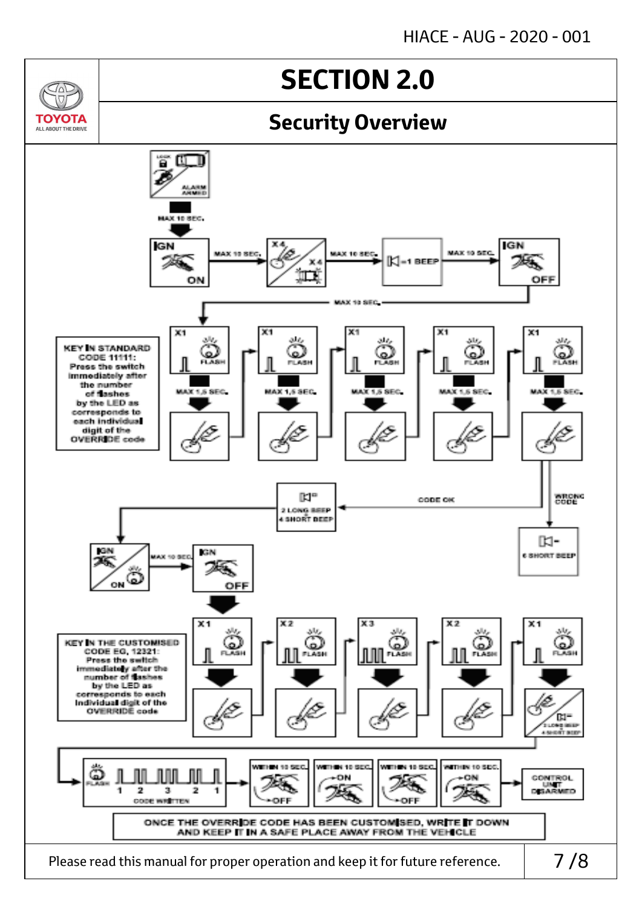# SECTION 2.0

## Security Overview

LOCK

ALARM ARMED

MAX 10 SEC.

IGN ON

MAX 10 SEC.

X 4

X 4

MAX 10 SEC.

=1 BEEP

MAX 10 SEC.

IGN OFF

MAX 10 SEC.

KEY IN STANDARD CODE 11111: Press the switch immediately after the number of flashes by the LED as corresponds to each individual digit of the OVERRIDE code

X1 FLASH — MAX 1.5 SEC.

X1 FLASH — MAX 1.5 SEC.

X1 FLASH — MAX 1.5 SEC.

X1 FLASH — MAX 1.5 SEC.

X1 FLASH — MAX 1.5 SEC.

WRONG CODE

6 SHORT BEEP

CODE OK

2 LONG BEEP
4 SHORT BEEP

IGN ON

MAX 10 SEC.

IGN OFF

KEY IN THE CUSTOMISED CODE EG, 12321: Press the switch immediately after the number of flashes by the LED as corresponds to each individual digit of the OVERRIDE code

X1 FLASH

X2 FLASH

X3 FLASH

X2 FLASH

X1 FLASH

2 LONG BEEP
4 SHORT BEEP

FLASH 1 2 3 2 1

CODE WRITTEN

WITHIN 10 SEC. — OFF

WITHIN 10 SEC. — ON

WITHIN 10 SEC. — OFF

WITHIN 10 SEC. — ON

CONTROL UNIT DISARMED

ONCE THE OVERRIDE CODE HAS BEEN CUSTOMISED, WRITE IT DOWN AND KEEP IT IN A SAFE PLACE AWAY FROM THE VEHICLE

Please read this manual for proper operation and keep it for future reference.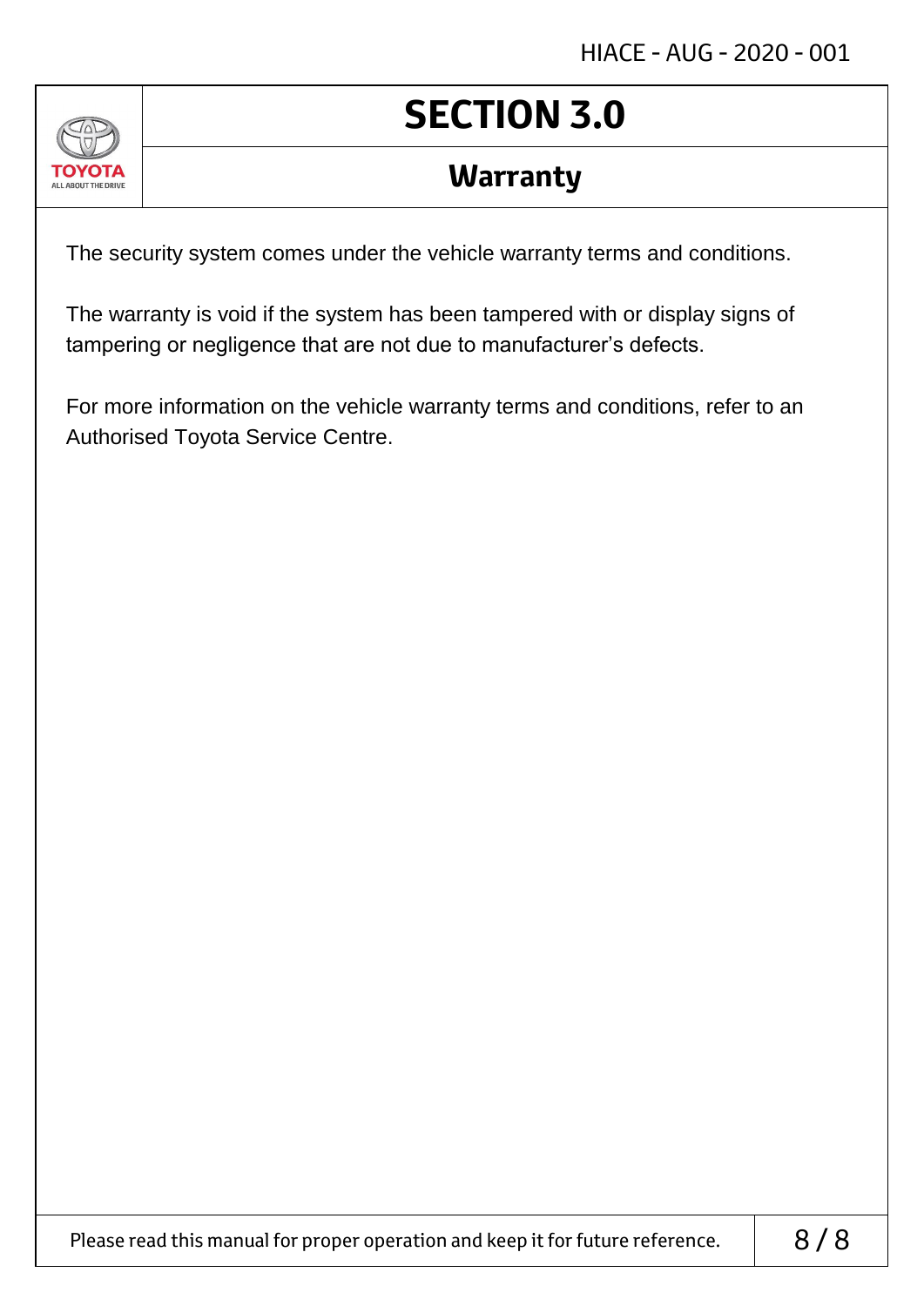# SECTION 3.0

## Warranty

The security system comes under the vehicle warranty terms and conditions.

The warranty is void if the system has been tampered with or display signs of tampering or negligence that are not due to manufacturer's defects.

For more information on the vehicle warranty terms and conditions, refer to an Authorised Toyota Service Centre.